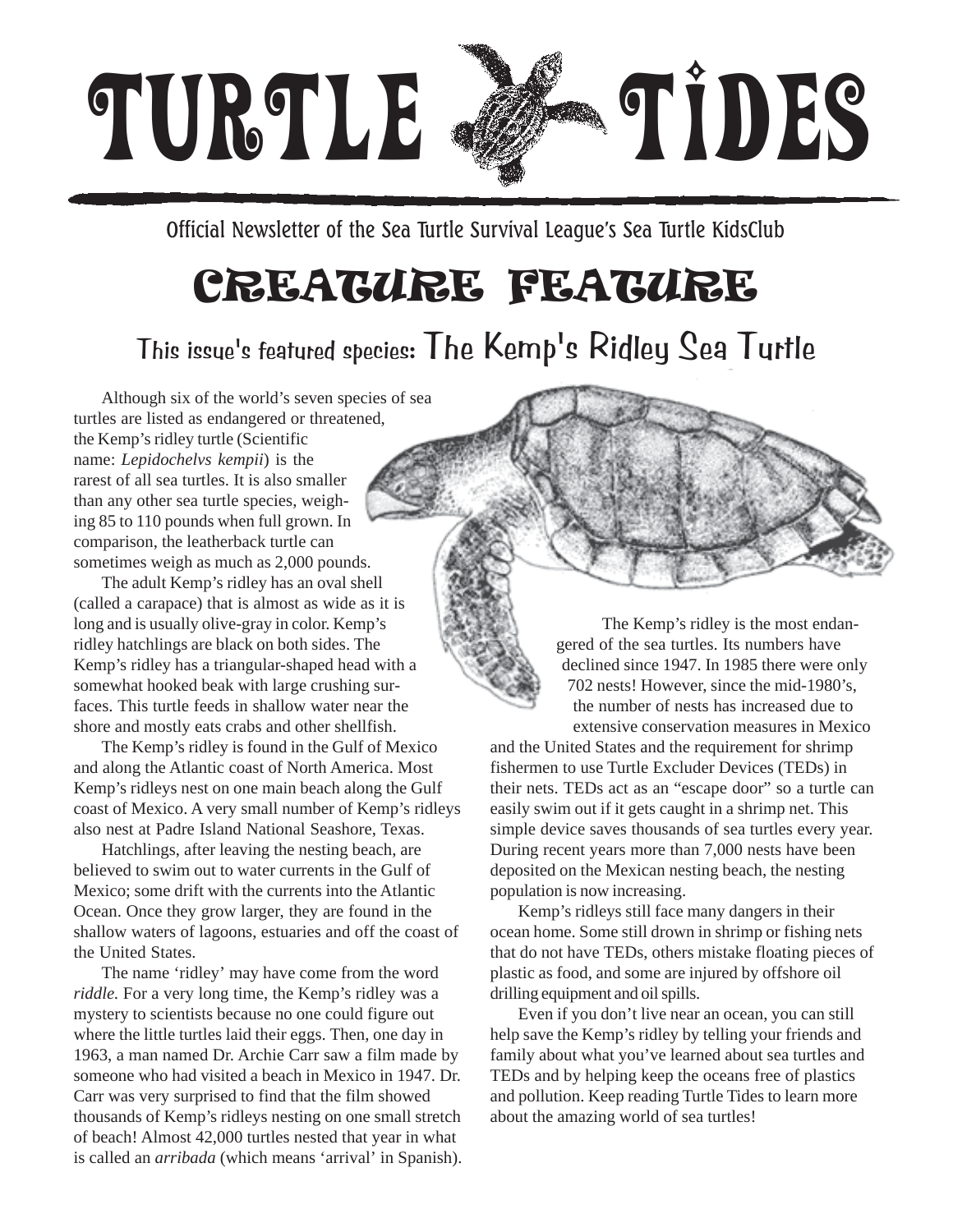# TURTLE TIDES

Official Newsletter of the Sea Turtle Survival League's Sea Turtle KidsClub

## CREATURE FEATURE

### This issue's featured species: The Kemp's Ridley Sea Turtle

Although six of the world's seven species of sea turtles are listed as endangered or threatened, the Kemp's ridley turtle (Scientific name: *Lepidochelvs kempii*) is the rarest of all sea turtles. It is also smaller than any other sea turtle species, weighing 85 to 110 pounds when full grown. In comparison, the leatherback turtle can sometimes weigh as much as 2,000 pounds.

The adult Kemp's ridley has an oval shell (called a carapace) that is almost as wide as it is long and is usually olive-gray in color. Kemp's ridley hatchlings are black on both sides. The Kemp's ridley has a triangular-shaped head with a somewhat hooked beak with large crushing surfaces. This turtle feeds in shallow water near the shore and mostly eats crabs and other shellfish.

The Kemp's ridley is found in the Gulf of Mexico and along the Atlantic coast of North America. Most Kemp's ridleys nest on one main beach along the Gulf coast of Mexico. A very small number of Kemp's ridleys also nest at Padre Island National Seashore, Texas.

Hatchlings, after leaving the nesting beach, are believed to swim out to water currents in the Gulf of Mexico; some drift with the currents into the Atlantic Ocean. Once they grow larger, they are found in the shallow waters of lagoons, estuaries and off the coast of the United States.

The name 'ridley' may have come from the word *riddle.* For a very long time, the Kemp's ridley was a mystery to scientists because no one could figure out where the little turtles laid their eggs. Then, one day in 1963, a man named Dr. Archie Carr saw a film made by someone who had visited a beach in Mexico in 1947. Dr. Carr was very surprised to find that the film showed thousands of Kemp's ridleys nesting on one small stretch of beach! Almost 42,000 turtles nested that year in what is called an *arribada* (which means 'arrival' in Spanish).

The Kemp's ridley is the most endangered of the sea turtles. Its numbers have declined since 1947. In 1985 there were only 702 nests! However, since the mid-1980's, the number of nests has increased due to extensive conservation measures in Mexico and the United States and the requirement for shrimp fishermen to use Turtle Excluder Devices (TEDs) in their nets. TEDs act as an "escape door" so a turtle can easily swim out if it gets caught in a shrimp net. This simple device saves thousands of sea turtles every year. During recent years more than 7,000 nests have been deposited on the Mexican nesting beach, the nesting population is now increasing.

Kemp's ridleys still face many dangers in their ocean home. Some still drown in shrimp or fishing nets that do not have TEDs, others mistake floating pieces of plastic as food, and some are injured by offshore oil drilling equipment and oil spills.

Even if you don't live near an ocean, you can still help save the Kemp's ridley by telling your friends and family about what you've learned about sea turtles and TEDs and by helping keep the oceans free of plastics and pollution. Keep reading Turtle Tides to learn more about the amazing world of sea turtles!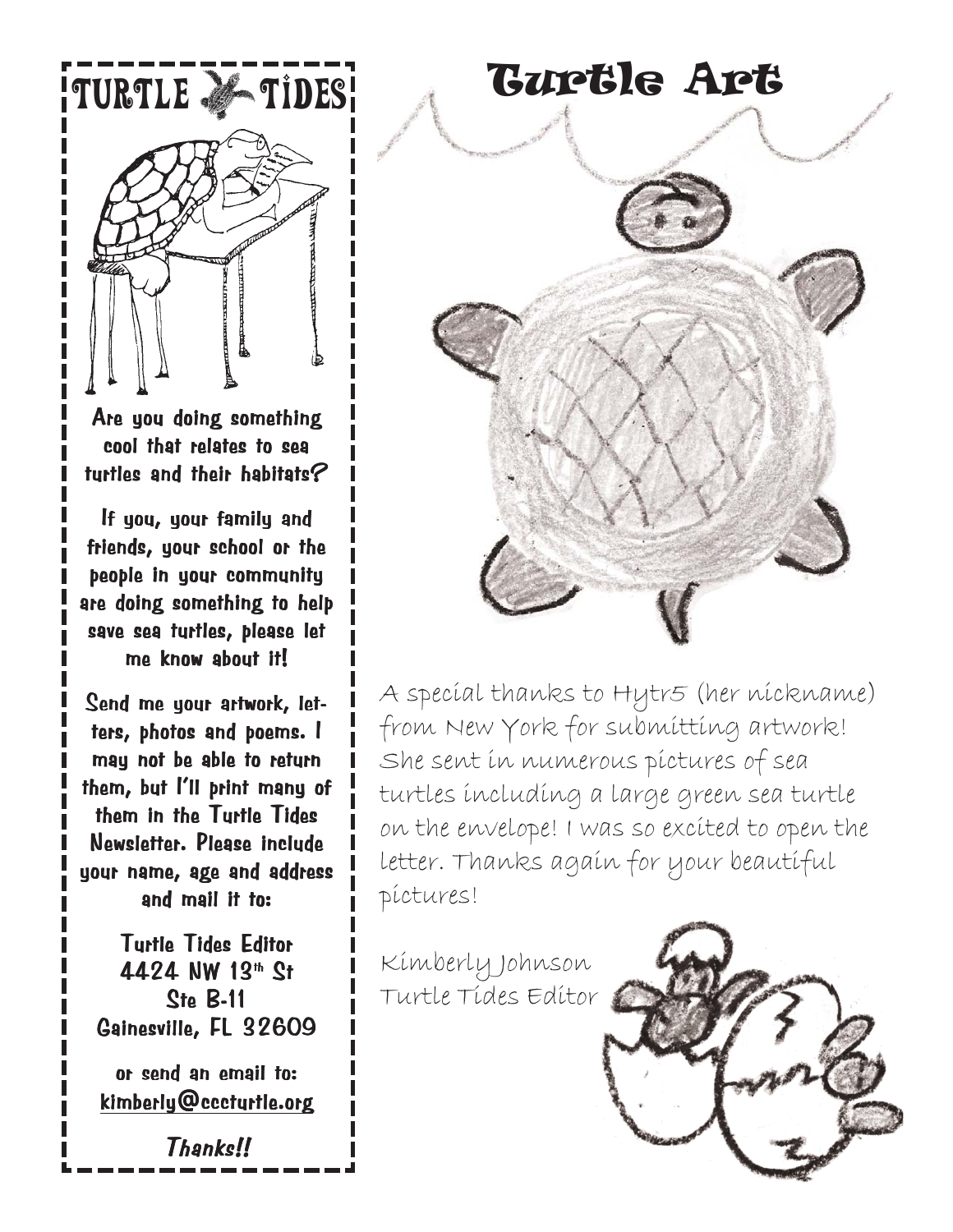# Turtle Art

**TURTLE TIDES**

Are you doing something cool that relates to sea turtles and their habitats?

If you, your family and friends, your school or the people in your community are doing something to help save sea turtles, please let me know about it!

Send me your artwork, letters, photos and poems. I may not be able to return them, but I'll print many of them in the Turtle Tides Newsletter. Please include your name, age and address and mail it to:

Turtle Tides Editor
4424 NW 13th St
Ste B-11
Gainesville, FL 32609

or send an email to:
kimberly@cccturtle.org

*Thanks!!*

A special thanks to Hytr5 (her nickname) from New York for submitting artwork! She sent in numerous pictures of sea turtles including a large green sea turtle on the envelope! I was so excited to open the letter. Thanks again for your beautiful pictures!

Kimberly Johnson
Turtle Tides Editor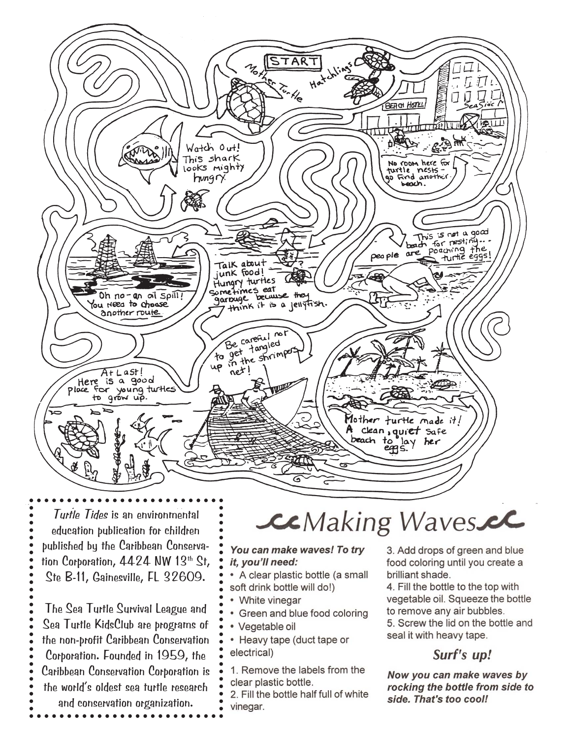START

Mother Turtle

Hatchlings

BEACH HOTEL

SeaSide M

No room here for turtle nests - go find another beach.

Watch Out! This shark looks mighty hungry.

This is not a good beach for nesting... people are poaching the turtle eggs!

Talk about junk food! Hungry turtles sometimes eat garbage because they think it is a jellyfish.

Oh no - an oil spill! You need to choose another route.

Be careful not to get tangled up in the shrimpers net!

At Last! Here is a good place for young turtles to grow up.

Mother turtle made it! A clean, quiet safe beach to lay her eggs.

*Turtle Tides* is an environmental education publication for children published by the Caribbean Conservation Corporation, 4424 NW 13th St, Ste B-11, Gainesville, FL 32609.

The Sea Turtle Survival League and Sea Turtle KidsClub are programs of the non-profit Caribbean Conservation Corporation. Founded in 1959, the Caribbean Conservation Corporation is the world's oldest sea turtle research and conservation organization.

## Making Waves

***You can make waves! To try it, you'll need:***

- A clear plastic bottle (a small soft drink bottle will do!)
- White vinegar
- Green and blue food coloring
- Vegetable oil
- Heavy tape (duct tape or electrical)

1. Remove the labels from the clear plastic bottle.
2. Fill the bottle half full of white vinegar.
3. Add drops of green and blue food coloring until you create a brilliant shade.
4. Fill the bottle to the top with vegetable oil. Squeeze the bottle to remove any air bubbles.
5. Screw the lid on the bottle and seal it with heavy tape.

### *Surf's up!*

***Now you can make waves by rocking the bottle from side to side. That's too cool!***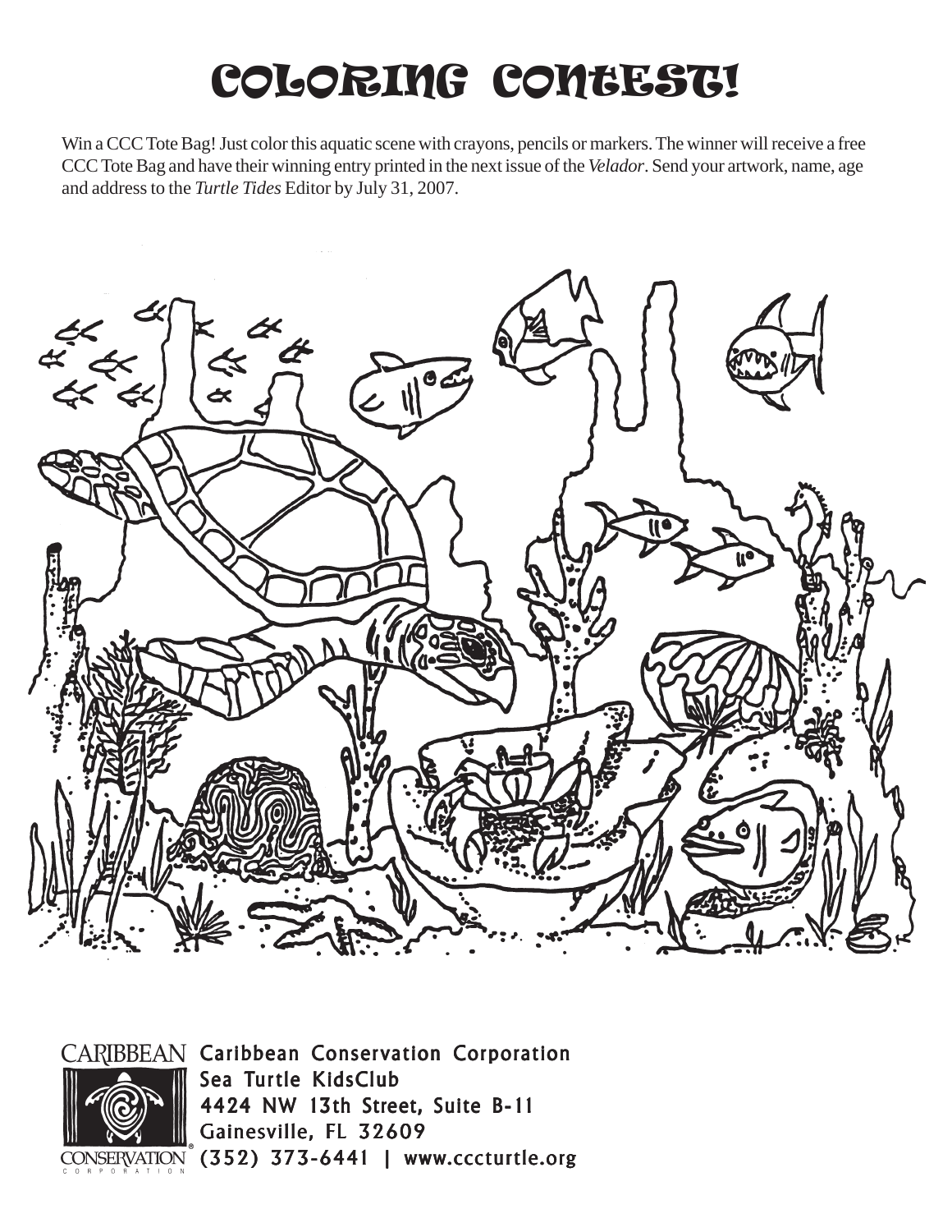# COLORING CONTEST!

Win a CCC Tote Bag! Just color this aquatic scene with crayons, pencils or markers. The winner will receive a free CCC Tote Bag and have their winning entry printed in the next issue of the *Velador*. Send your artwork, name, age and address to the *Turtle Tides* Editor by July 31, 2007.

CARIBBEAN CONSERVATION CORPORATION

Caribbean Conservation Corporation
Sea Turtle KidsClub
4424 NW 13th Street, Suite B-11
Gainesville, FL 32609
(352) 373-6441 | www.cccturtle.org